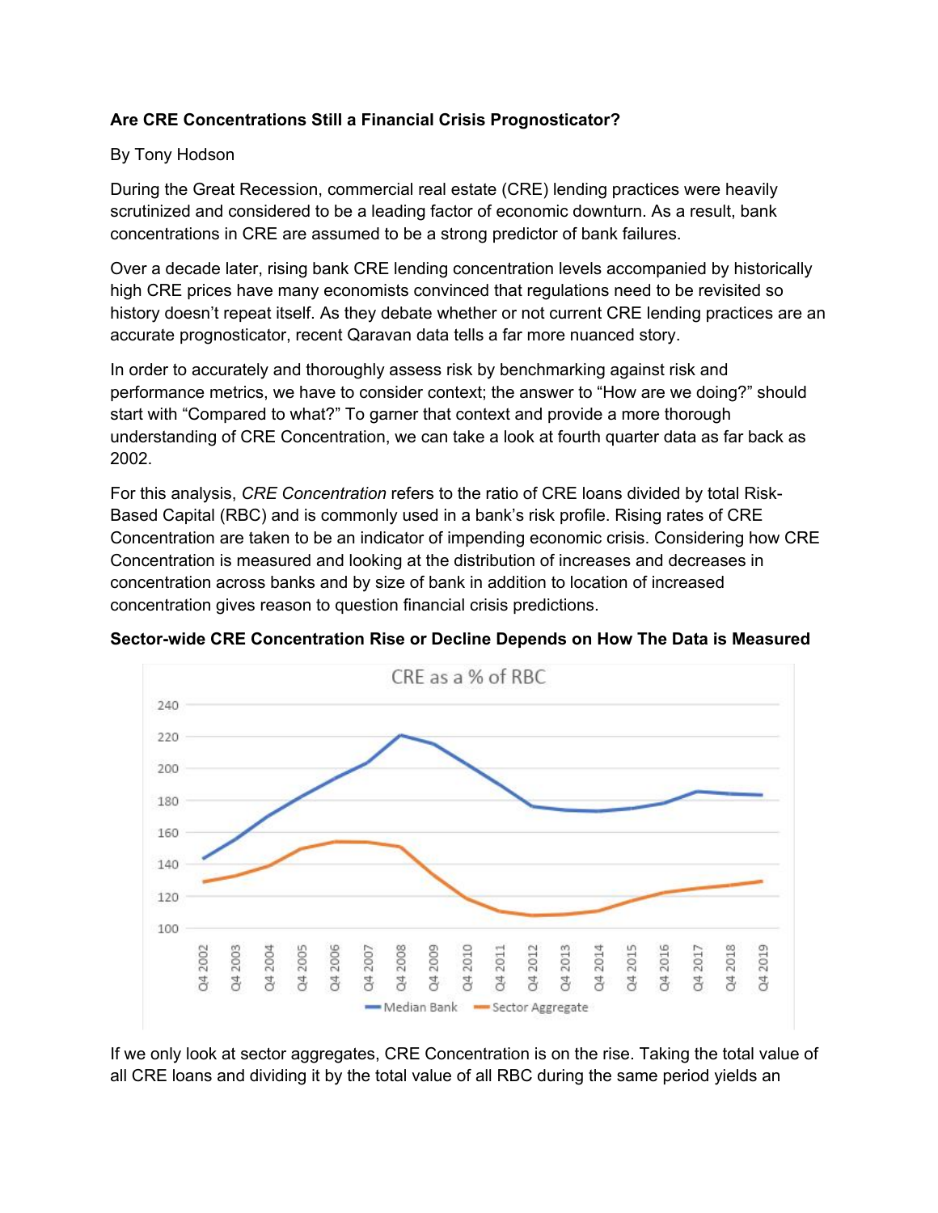**Are CRE Concentrations Still a Financial Crisis Prognosticator?**

By Tony Hodson

During the Great Recession, commercial real estate (CRE) lending practices were heavily scrutinized and considered to be a leading factor of economic downturn. As a result, bank concentrations in CRE are assumed to be a strong predictor of bank failures.

Over a decade later, rising bank CRE lending concentration levels accompanied by historically high CRE prices have many economists convinced that regulations need to be revisited so history doesn't repeat itself. As they debate whether or not current CRE lending practices are an accurate prognosticator, recent Qaravan data tells a far more nuanced story.

In order to accurately and thoroughly assess risk by benchmarking against risk and performance metrics, we have to consider context; the answer to "How are we doing?" should start with "Compared to what?" To garner that context and provide a more thorough understanding of CRE Concentration, we can take a look at fourth quarter data as far back as 2002.

For this analysis, *CRE Concentration* refers to the ratio of CRE loans divided by total Risk-Based Capital (RBC) and is commonly used in a bank's risk profile. Rising rates of CRE Concentration are taken to be an indicator of impending economic crisis. Considering how CRE Concentration is measured and looking at the distribution of increases and decreases in concentration across banks and by size of bank in addition to location of increased concentration gives reason to question financial crisis predictions.

**Sector-wide CRE Concentration Rise or Decline Depends on How The Data is Measured**

If we only look at sector aggregates, CRE Concentration is on the rise. Taking the total value of all CRE loans and dividing it by the total value of all RBC during the same period yields an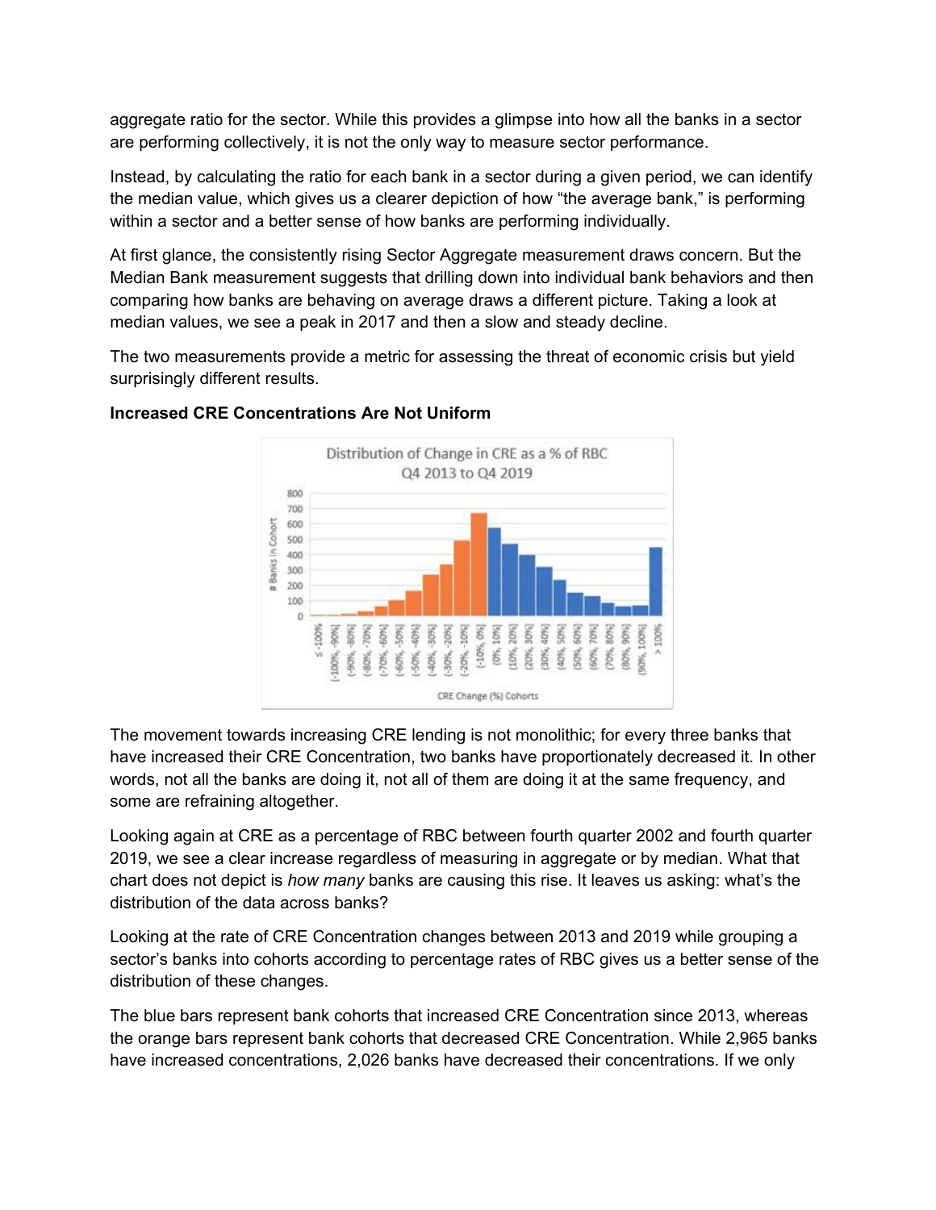aggregate ratio for the sector. While this provides a glimpse into how all the banks in a sector are performing collectively, it is not the only way to measure sector performance.

Instead, by calculating the ratio for each bank in a sector during a given period, we can identify the median value, which gives us a clearer depiction of how "the average bank," is performing within a sector and a better sense of how banks are performing individually.

At first glance, the consistently rising Sector Aggregate measurement draws concern. But the Median Bank measurement suggests that drilling down into individual bank behaviors and then comparing how banks are behaving on average draws a different picture. Taking a look at median values, we see a peak in 2017 and then a slow and steady decline.

The two measurements provide a metric for assessing the threat of economic crisis but yield surprisingly different results.

**Increased CRE Concentrations Are Not Uniform**

The movement towards increasing CRE lending is not monolithic; for every three banks that have increased their CRE Concentration, two banks have proportionately decreased it. In other words, not all the banks are doing it, not all of them are doing it at the same frequency, and some are refraining altogether.

Looking again at CRE as a percentage of RBC between fourth quarter 2002 and fourth quarter 2019, we see a clear increase regardless of measuring in aggregate or by median. What that chart does not depict is *how many* banks are causing this rise. It leaves us asking: what's the distribution of the data across banks?

Looking at the rate of CRE Concentration changes between 2013 and 2019 while grouping a sector's banks into cohorts according to percentage rates of RBC gives us a better sense of the distribution of these changes.

The blue bars represent bank cohorts that increased CRE Concentration since 2013, whereas the orange bars represent bank cohorts that decreased CRE Concentration. While 2,965 banks have increased concentrations, 2,026 banks have decreased their concentrations. If we only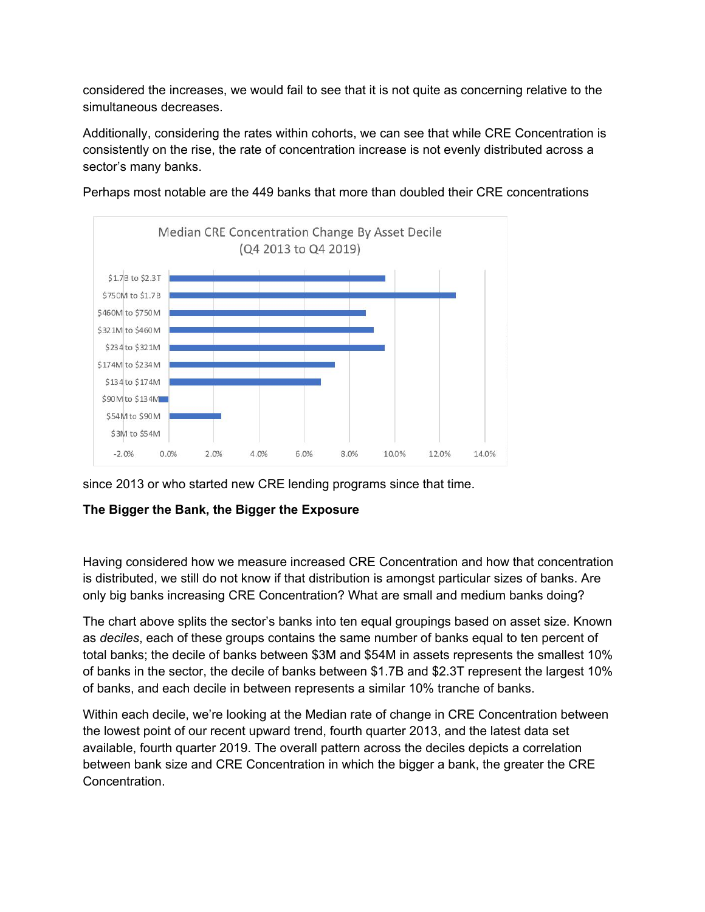considered the increases, we would fail to see that it is not quite as concerning relative to the simultaneous decreases.

Additionally, considering the rates within cohorts, we can see that while CRE Concentration is consistently on the rise, the rate of concentration increase is not evenly distributed across a sector's many banks.

Perhaps most notable are the 449 banks that more than doubled their CRE concentrations since 2013 or who started new CRE lending programs since that time.

Median CRE Concentration Change By Asset Decile
(Q4 2013 to Q4 2019)

**The Bigger the Bank, the Bigger the Exposure**

Having considered how we measure increased CRE Concentration and how that concentration is distributed, we still do not know if that distribution is amongst particular sizes of banks. Are only big banks increasing CRE Concentration? What are small and medium banks doing?

The chart above splits the sector's banks into ten equal groupings based on asset size. Known as *deciles*, each of these groups contains the same number of banks equal to ten percent of total banks; the decile of banks between $3M and $54M in assets represents the smallest 10% of banks in the sector, the decile of banks between $1.7B and $2.3T represent the largest 10% of banks, and each decile in between represents a similar 10% tranche of banks.

Within each decile, we're looking at the Median rate of change in CRE Concentration between the lowest point of our recent upward trend, fourth quarter 2013, and the latest data set available, fourth quarter 2019. The overall pattern across the deciles depicts a correlation between bank size and CRE Concentration in which the bigger a bank, the greater the CRE Concentration.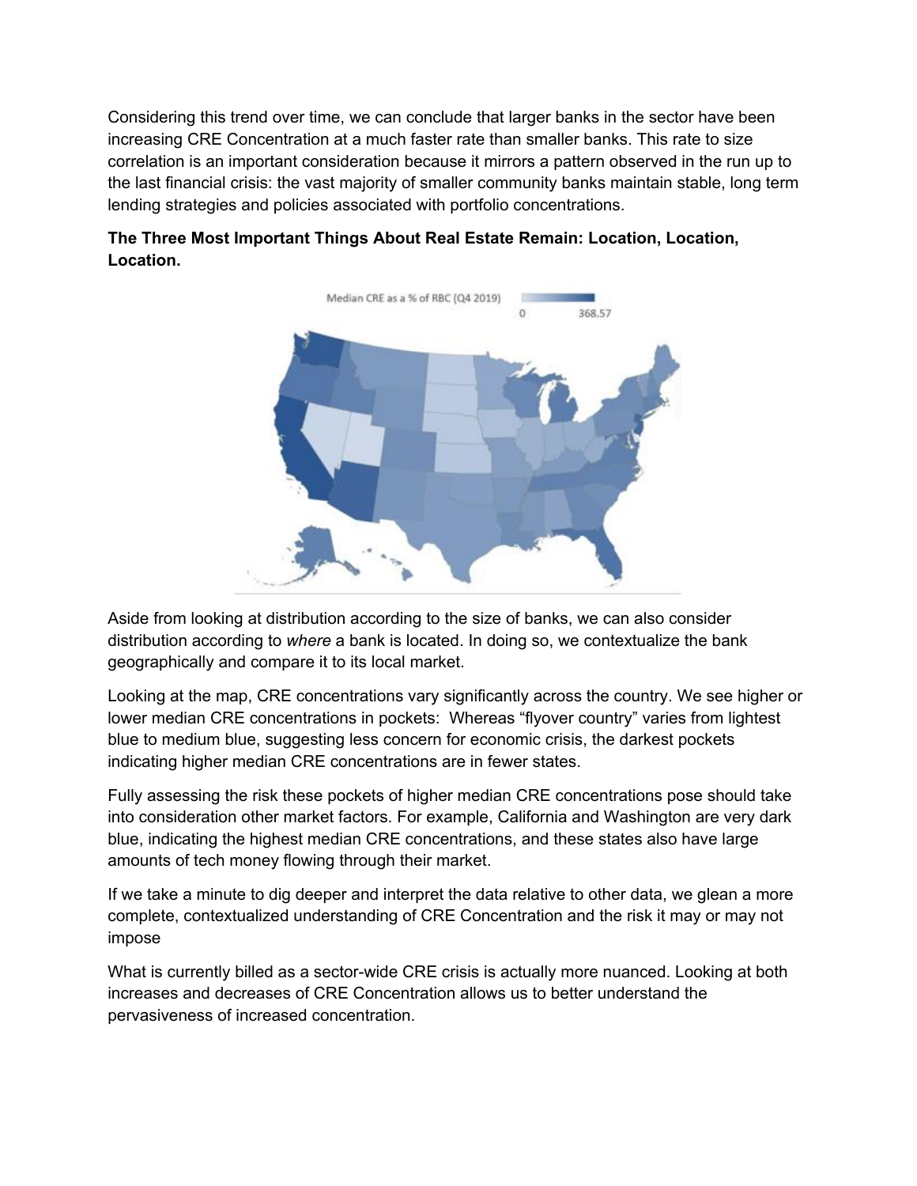Considering this trend over time, we can conclude that larger banks in the sector have been increasing CRE Concentration at a much faster rate than smaller banks. This rate to size correlation is an important consideration because it mirrors a pattern observed in the run up to the last financial crisis: the vast majority of smaller community banks maintain stable, long term lending strategies and policies associated with portfolio concentrations.

**The Three Most Important Things About Real Estate Remain: Location, Location, Location.**

Aside from looking at distribution according to the size of banks, we can also consider distribution according to *where* a bank is located. In doing so, we contextualize the bank geographically and compare it to its local market.

Looking at the map, CRE concentrations vary significantly across the country. We see higher or lower median CRE concentrations in pockets: Whereas "flyover country" varies from lightest blue to medium blue, suggesting less concern for economic crisis, the darkest pockets indicating higher median CRE concentrations are in fewer states.

Fully assessing the risk these pockets of higher median CRE concentrations pose should take into consideration other market factors. For example, California and Washington are very dark blue, indicating the highest median CRE concentrations, and these states also have large amounts of tech money flowing through their market.

If we take a minute to dig deeper and interpret the data relative to other data, we glean a more complete, contextualized understanding of CRE Concentration and the risk it may or may not impose

What is currently billed as a sector-wide CRE crisis is actually more nuanced. Looking at both increases and decreases of CRE Concentration allows us to better understand the pervasiveness of increased concentration.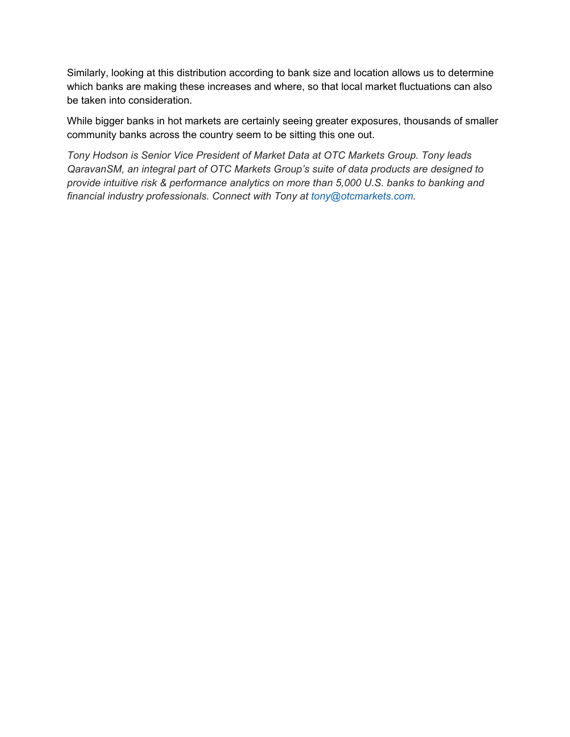Similarly, looking at this distribution according to bank size and location allows us to determine which banks are making these increases and where, so that local market fluctuations can also be taken into consideration.

While bigger banks in hot markets are certainly seeing greater exposures, thousands of smaller community banks across the country seem to be sitting this one out.

*Tony Hodson is Senior Vice President of Market Data at OTC Markets Group. Tony leads QaravanSM, an integral part of OTC Markets Group's suite of data products are designed to provide intuitive risk & performance analytics on more than 5,000 U.S. banks to banking and financial industry professionals. Connect with Tony at tony@otcmarkets.com.*